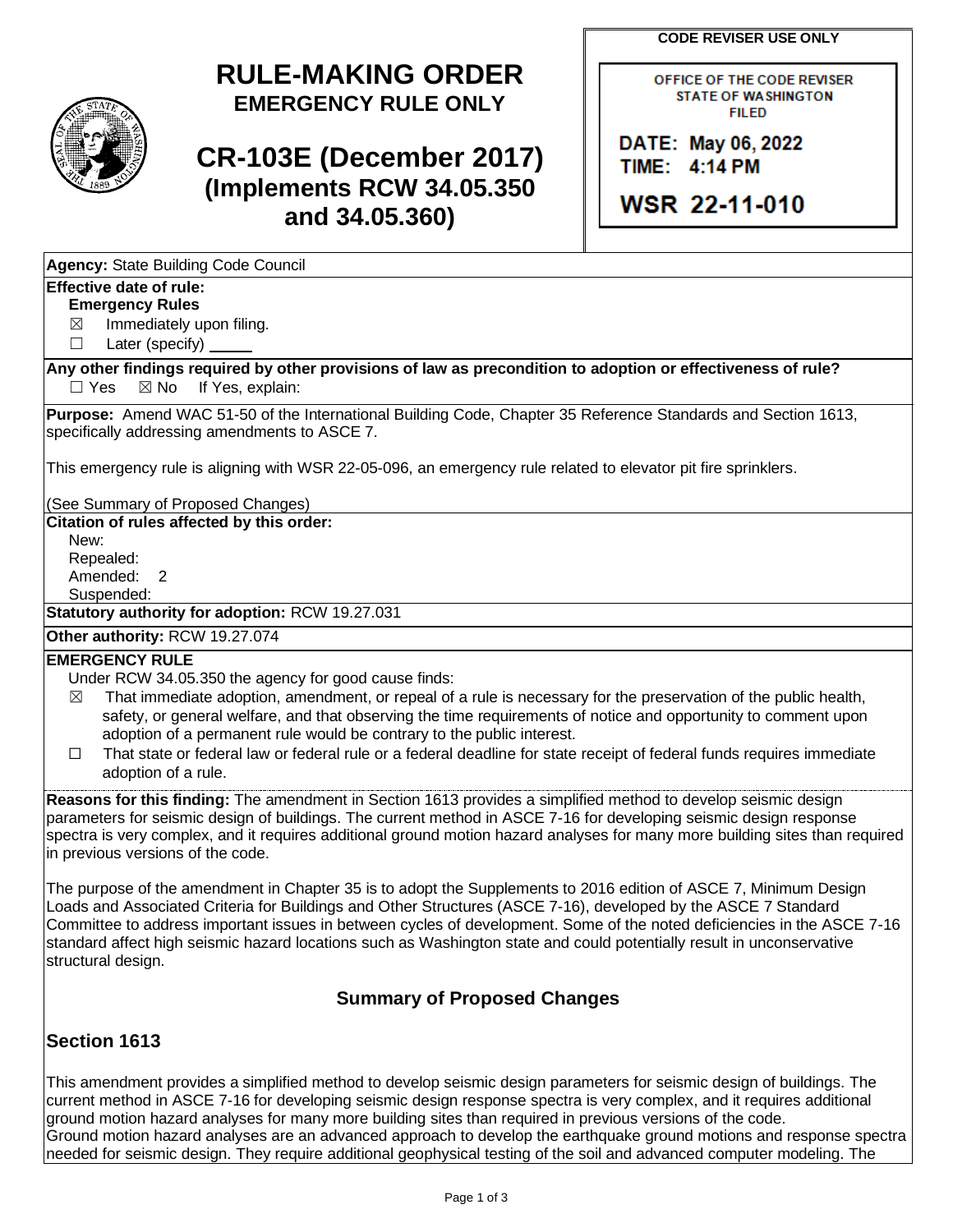# RULE-MAKING ORDER
## EMERGENCY RULE ONLY

# CR-103E (December 2017)
## (Implements RCW 34.05.350 and 34.05.360)

**CODE REVISER USE ONLY**

OFFICE OF THE CODE REVISER
STATE OF WASHINGTON
FILED

DATE: May 06, 2022
TIME: 4:14 PM

WSR 22-11-010

**Agency:** State Building Code Council

**Effective date of rule:**
**Emergency Rules**
☒ Immediately upon filing.
☐ Later (specify) _____

**Any other findings required by other provisions of law as precondition to adoption or effectiveness of rule?**
☐ Yes ☒ No If Yes, explain:

**Purpose:** Amend WAC 51-50 of the International Building Code, Chapter 35 Reference Standards and Section 1613, specifically addressing amendments to ASCE 7.

This emergency rule is aligning with WSR 22-05-096, an emergency rule related to elevator pit fire sprinklers.

(See Summary of Proposed Changes)

**Citation of rules affected by this order:**
New:
Repealed:
Amended: 2
Suspended:

**Statutory authority for adoption:** RCW 19.27.031

**Other authority:** RCW 19.27.074

**EMERGENCY RULE**
Under RCW 34.05.350 the agency for good cause finds:
☒ That immediate adoption, amendment, or repeal of a rule is necessary for the preservation of the public health, safety, or general welfare, and that observing the time requirements of notice and opportunity to comment upon adoption of a permanent rule would be contrary to the public interest.
☐ That state or federal law or federal rule or a federal deadline for state receipt of federal funds requires immediate adoption of a rule.

**Reasons for this finding:** The amendment in Section 1613 provides a simplified method to develop seismic design parameters for seismic design of buildings. The current method in ASCE 7-16 for developing seismic design response spectra is very complex, and it requires additional ground motion hazard analyses for many more building sites than required in previous versions of the code.

The purpose of the amendment in Chapter 35 is to adopt the Supplements to 2016 edition of ASCE 7, Minimum Design Loads and Associated Criteria for Buildings and Other Structures (ASCE 7-16), developed by the ASCE 7 Standard Committee to address important issues in between cycles of development. Some of the noted deficiencies in the ASCE 7-16 standard affect high seismic hazard locations such as Washington state and could potentially result in unconservative structural design.

## Summary of Proposed Changes

## Section 1613

This amendment provides a simplified method to develop seismic design parameters for seismic design of buildings. The current method in ASCE 7-16 for developing seismic design response spectra is very complex, and it requires additional ground motion hazard analyses for many more building sites than required in previous versions of the code.
Ground motion hazard analyses are an advanced approach to develop the earthquake ground motions and response spectra needed for seismic design. They require additional geophysical testing of the soil and advanced computer modeling. The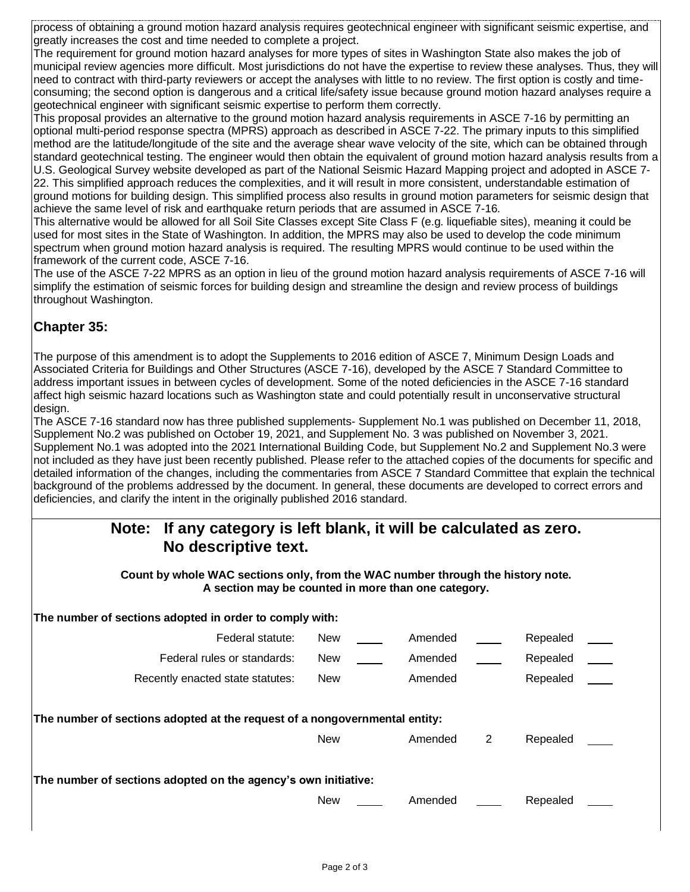process of obtaining a ground motion hazard analysis requires geotechnical engineer with significant seismic expertise, and greatly increases the cost and time needed to complete a project.

The requirement for ground motion hazard analyses for more types of sites in Washington State also makes the job of municipal review agencies more difficult. Most jurisdictions do not have the expertise to review these analyses. Thus, they will need to contract with third-party reviewers or accept the analyses with little to no review. The first option is costly and time-consuming; the second option is dangerous and a critical life/safety issue because ground motion hazard analyses require a geotechnical engineer with significant seismic expertise to perform them correctly.

This proposal provides an alternative to the ground motion hazard analysis requirements in ASCE 7-16 by permitting an optional multi-period response spectra (MPRS) approach as described in ASCE 7-22. The primary inputs to this simplified method are the latitude/longitude of the site and the average shear wave velocity of the site, which can be obtained through standard geotechnical testing. The engineer would then obtain the equivalent of ground motion hazard analysis results from a U.S. Geological Survey website developed as part of the National Seismic Hazard Mapping project and adopted in ASCE 7-22. This simplified approach reduces the complexities, and it will result in more consistent, understandable estimation of ground motions for building design. This simplified process also results in ground motion parameters for seismic design that achieve the same level of risk and earthquake return periods that are assumed in ASCE 7-16.

This alternative would be allowed for all Soil Site Classes except Site Class F (e.g. liquefiable sites), meaning it could be used for most sites in the State of Washington. In addition, the MPRS may also be used to develop the code minimum spectrum when ground motion hazard analysis is required. The resulting MPRS would continue to be used within the framework of the current code, ASCE 7-16.

The use of the ASCE 7-22 MPRS as an option in lieu of the ground motion hazard analysis requirements of ASCE 7-16 will simplify the estimation of seismic forces for building design and streamline the design and review process of buildings throughout Washington.

## Chapter 35:

The purpose of this amendment is to adopt the Supplements to 2016 edition of ASCE 7, Minimum Design Loads and Associated Criteria for Buildings and Other Structures (ASCE 7-16), developed by the ASCE 7 Standard Committee to address important issues in between cycles of development. Some of the noted deficiencies in the ASCE 7-16 standard affect high seismic hazard locations such as Washington state and could potentially result in unconservative structural design.

The ASCE 7-16 standard now has three published supplements- Supplement No.1 was published on December 11, 2018, Supplement No.2 was published on October 19, 2021, and Supplement No. 3 was published on November 3, 2021. Supplement No.1 was adopted into the 2021 International Building Code, but Supplement No.2 and Supplement No.3 were not included as they have just been recently published. Please refer to the attached copies of the documents for specific and detailed information of the changes, including the commentaries from ASCE 7 Standard Committee that explain the technical background of the problems addressed by the document. In general, these documents are developed to correct errors and deficiencies, and clarify the intent in the originally published 2016 standard.

## Note: If any category is left blank, it will be calculated as zero. No descriptive text.

**Count by whole WAC sections only, from the WAC number through the history note. A section may be counted in more than one category.**

**The number of sections adopted in order to comply with:**

| | New | | Amended | | Repealed | |
|---|---|---|---|---|---|---|
| Federal statute: | New | | Amended | | Repealed | |
| Federal rules or standards: | New | | Amended | | Repealed | |
| Recently enacted state statutes: | New | | Amended | | Repealed | |

**The number of sections adopted at the request of a nongovernmental entity:**

| New | | Amended | 2 | Repealed | |
|---|---|---|---|---|---|

**The number of sections adopted on the agency's own initiative:**

| New | | Amended | | Repealed | |
|---|---|---|---|---|---|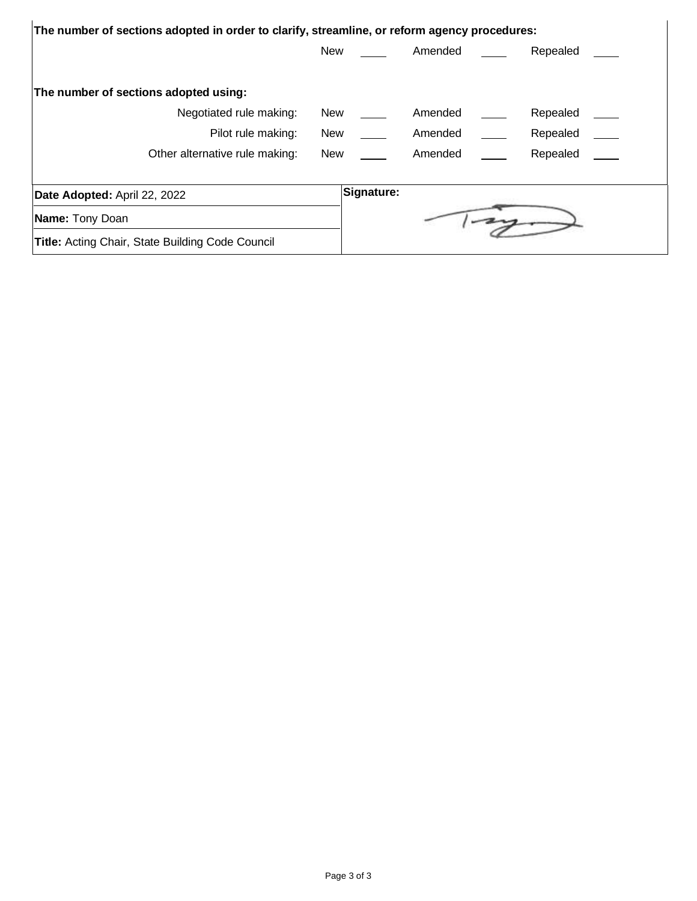**The number of sections adopted in order to clarify, streamline, or reform agency procedures:**

| | New | Amended | Repealed |
|---|---|---|---|
| | ____ | ____ | ____ |

**The number of sections adopted using:**

| | New | Amended | Repealed |
|---|---|---|---|
| Negotiated rule making: | ____ | ____ | ____ |
| Pilot rule making: | ____ | ____ | ____ |
| Other alternative rule making: | ____ | ____ | ____ |

| | |
|---|---|
| **Date Adopted:** April 22, 2022 | **Signature:** |
| **Name:** Tony Doan | |
| **Title:** Acting Chair, State Building Code Council | |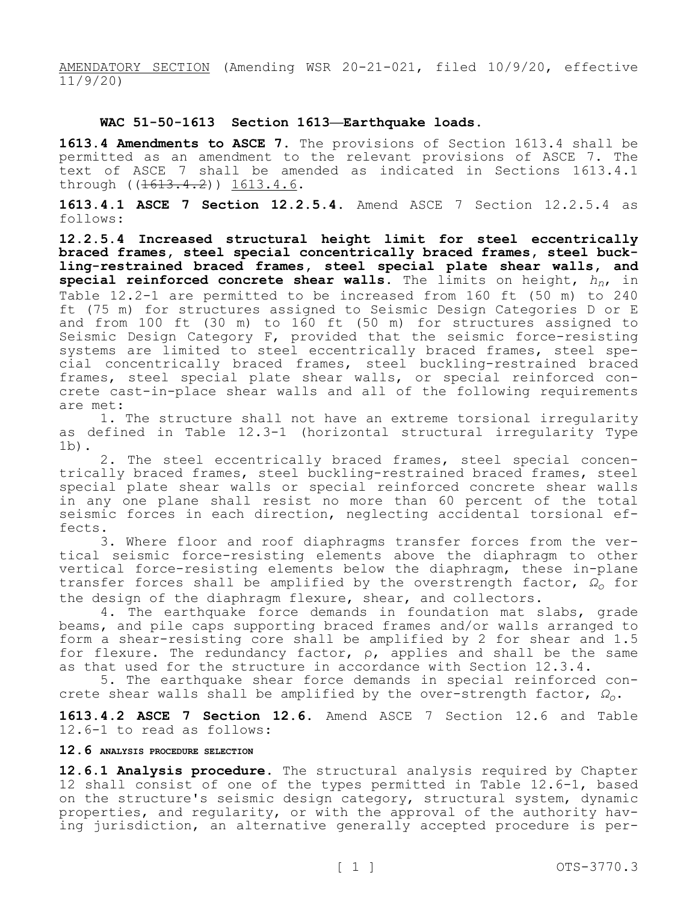AMENDATORY SECTION (Amending WSR 20-21-021, filed 10/9/20, effective 11/9/20)

**WAC 51-50-1613 Section 1613—Earthquake loads.**

**1613.4 Amendments to ASCE 7.** The provisions of Section 1613.4 shall be permitted as an amendment to the relevant provisions of ASCE 7. The text of ASCE 7 shall be amended as indicated in Sections 1613.4.1 through ((~~1613.4.2~~)) 1613.4.6.

**1613.4.1 ASCE 7 Section 12.2.5.4.** Amend ASCE 7 Section 12.2.5.4 as follows:

**12.2.5.4 Increased structural height limit for steel eccentrically braced frames, steel special concentrically braced frames, steel buckling-restrained braced frames, steel special plate shear walls, and special reinforced concrete shear walls.** The limits on height, $h_n$, in Table 12.2-1 are permitted to be increased from 160 ft (50 m) to 240 ft (75 m) for structures assigned to Seismic Design Categories D or E and from 100 ft (30 m) to 160 ft (50 m) for structures assigned to Seismic Design Category F, provided that the seismic force-resisting systems are limited to steel eccentrically braced frames, steel special concentrically braced frames, steel buckling-restrained braced frames, steel special plate shear walls, or special reinforced concrete cast-in-place shear walls and all of the following requirements are met:

1. The structure shall not have an extreme torsional irregularity as defined in Table 12.3-1 (horizontal structural irregularity Type 1b).

2. The steel eccentrically braced frames, steel special concentrically braced frames, steel buckling-restrained braced frames, steel special plate shear walls or special reinforced concrete shear walls in any one plane shall resist no more than 60 percent of the total seismic forces in each direction, neglecting accidental torsional effects.

3. Where floor and roof diaphragms transfer forces from the vertical seismic force-resisting elements above the diaphragm to other vertical force-resisting elements below the diaphragm, these in-plane transfer forces shall be amplified by the overstrength factor, $\Omega_o$ for the design of the diaphragm flexure, shear, and collectors.

4. The earthquake force demands in foundation mat slabs, grade beams, and pile caps supporting braced frames and/or walls arranged to form a shear-resisting core shall be amplified by 2 for shear and 1.5 for flexure. The redundancy factor, ρ, applies and shall be the same as that used for the structure in accordance with Section 12.3.4.

5. The earthquake shear force demands in special reinforced concrete shear walls shall be amplified by the over-strength factor, $\Omega_o$.

**1613.4.2 ASCE 7 Section 12.6.** Amend ASCE 7 Section 12.6 and Table 12.6-1 to read as follows:

**12.6 ANALYSIS PROCEDURE SELECTION**

**12.6.1 Analysis procedure.** The structural analysis required by Chapter 12 shall consist of one of the types permitted in Table 12.6-1, based on the structure's seismic design category, structural system, dynamic properties, and regularity, or with the approval of the authority having jurisdiction, an alternative generally accepted procedure is per-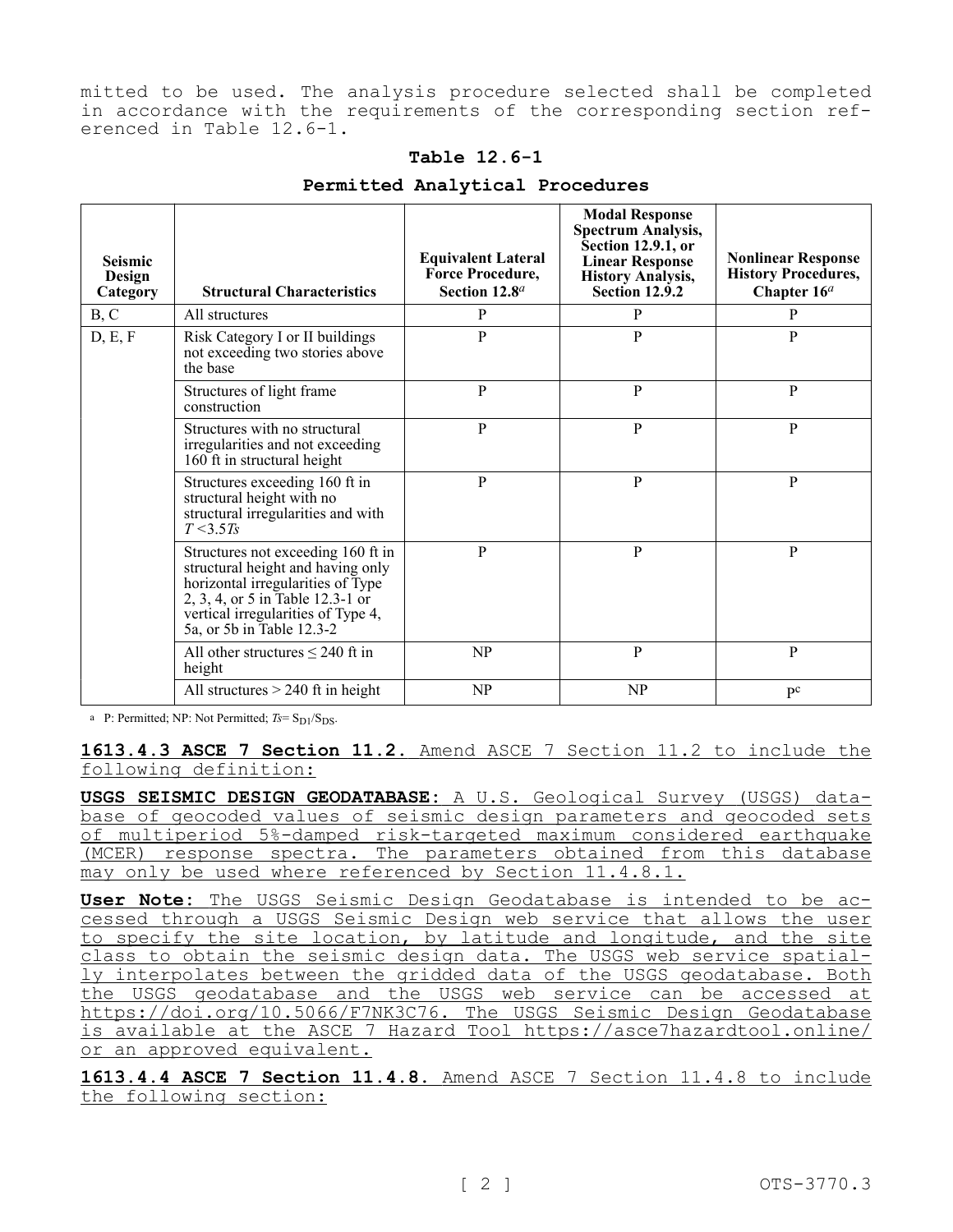mitted to be used. The analysis procedure selected shall be completed in accordance with the requirements of the corresponding section referenced in Table 12.6-1.

**Table 12.6-1**

**Permitted Analytical Procedures**

| Seismic Design Category | Structural Characteristics | Equivalent Lateral Force Procedure, Section 12.8[a] | Modal Response Spectrum Analysis, Section 12.9.1, or Linear Response History Analysis, Section 12.9.2 | Nonlinear Response History Procedures, Chapter 16[a] |
|---|---|---|---|---|
| B, C | All structures | P | P | P |
| D, E, F | Risk Category I or II buildings not exceeding two stories above the base | P | P | P |
| | Structures of light frame construction | P | P | P |
| | Structures with no structural irregularities and not exceeding 160 ft in structural height | P | P | P |
| | Structures exceeding 160 ft in structural height with no structural irregularities and with $T < 3.5T_s$ | P | P | P |
| | Structures not exceeding 160 ft in structural height and having only horizontal irregularities of Type 2, 3, 4, or 5 in Table 12.3-1 or vertical irregularities of Type 4, 5a, or 5b in Table 12.3-2 | P | P | P |
| | All other structures ≤ 240 ft in height | NP | P | P |
| | All structures > 240 ft in height | NP | NP | P[c] |

[a] P: Permitted; NP: Not Permitted; $T_s = S_{D1}/S_{DS}$.

**1613.4.3 ASCE 7 Section 11.2.** Amend ASCE 7 Section 11.2 to include the following definition:

**USGS SEISMIC DESIGN GEODATABASE:** A U.S. Geological Survey (USGS) database of geocoded values of seismic design parameters and geocoded sets of multiperiod 5%-damped risk-targeted maximum considered earthquake (MCER) response spectra. The parameters obtained from this database may only be used where referenced by Section 11.4.8.1.

**User Note:** The USGS Seismic Design Geodatabase is intended to be accessed through a USGS Seismic Design web service that allows the user to specify the site location, by latitude and longitude, and the site class to obtain the seismic design data. The USGS web service spatially interpolates between the gridded data of the USGS geodatabase. Both the USGS geodatabase and the USGS web service can be accessed at https://doi.org/10.5066/F7NK3C76. The USGS Seismic Design Geodatabase is available at the ASCE 7 Hazard Tool https://asce7hazardtool.online/ or an approved equivalent.

**1613.4.4 ASCE 7 Section 11.4.8.** Amend ASCE 7 Section 11.4.8 to include the following section: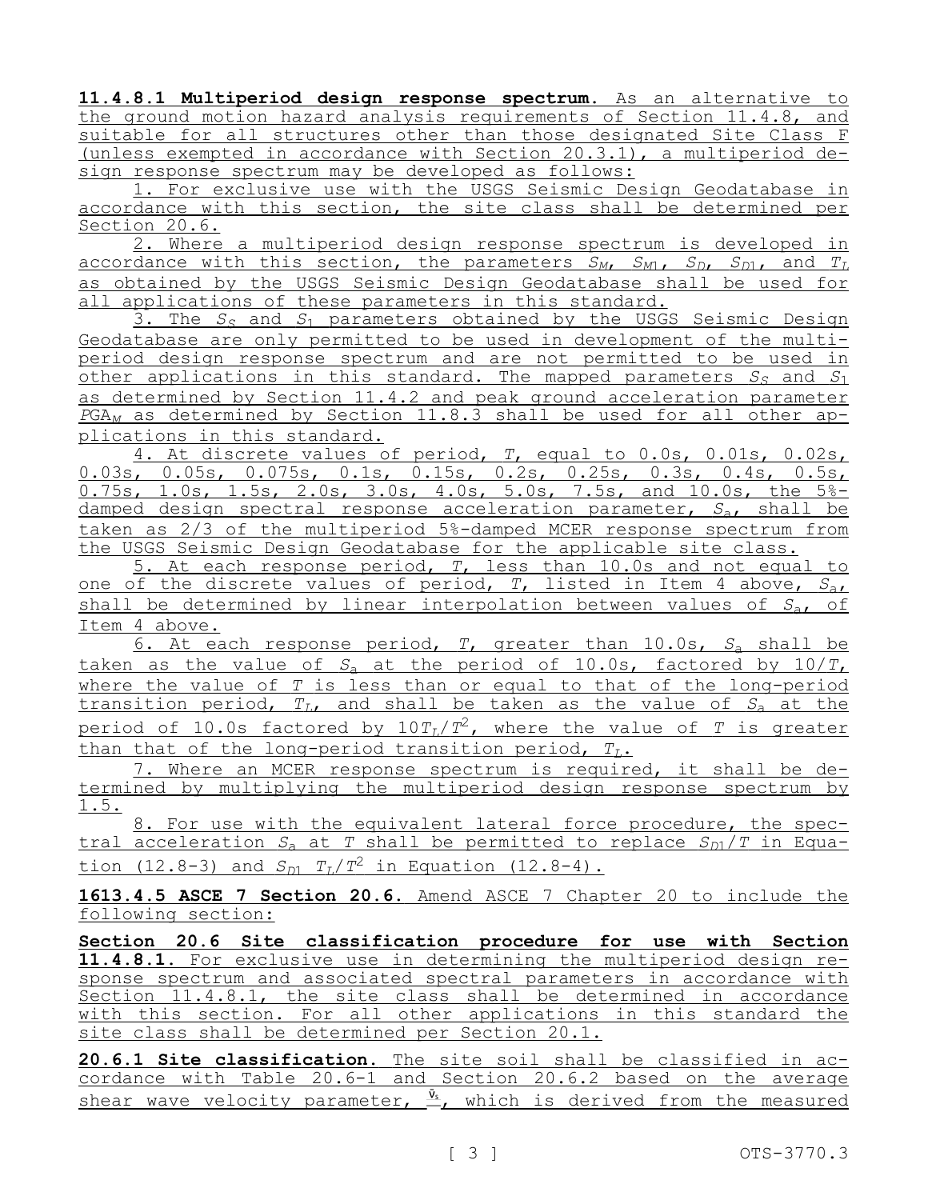**11.4.8.1 Multiperiod design response spectrum.** As an alternative to the ground motion hazard analysis requirements of Section 11.4.8, and suitable for all structures other than those designated Site Class F (unless exempted in accordance with Section 20.3.1), a multiperiod design response spectrum may be developed as follows:

1. For exclusive use with the USGS Seismic Design Geodatabase in accordance with this section, the site class shall be determined per Section 20.6.

2. Where a multiperiod design response spectrum is developed in accordance with this section, the parameters $S_M$, $S_{M1}$, $S_D$, $S_{D1}$, and $T_L$ as obtained by the USGS Seismic Design Geodatabase shall be used for all applications of these parameters in this standard.

3. The $S_S$ and $S_1$ parameters obtained by the USGS Seismic Design Geodatabase are only permitted to be used in development of the multiperiod design response spectrum and are not permitted to be used in other applications in this standard. The mapped parameters $S_S$ and $S_1$ as determined by Section 11.4.2 and peak ground acceleration parameter $PGA_M$ as determined by Section 11.8.3 shall be used for all other applications in this standard.

4. At discrete values of period, $T$, equal to 0.0s, 0.01s, 0.02s, 0.03s, 0.05s, 0.075s, 0.1s, 0.15s, 0.2s, 0.25s, 0.3s, 0.4s, 0.5s, 0.75s, 1.0s, 1.5s, 2.0s, 3.0s, 4.0s, 5.0s, 7.5s, and 10.0s, the 5%-damped design spectral response acceleration parameter, $S_a$, shall be taken as 2/3 of the multiperiod 5%-damped MCER response spectrum from the USGS Seismic Design Geodatabase for the applicable site class.

5. At each response period, $T$, less than 10.0s and not equal to one of the discrete values of period, $T$, listed in Item 4 above, $S_a$, shall be determined by linear interpolation between values of $S_a$, of Item 4 above.

6. At each response period, $T$, greater than 10.0s, $S_a$ shall be taken as the value of $S_a$ at the period of 10.0s, factored by $10/T$, where the value of $T$ is less than or equal to that of the long-period transition period, $T_L$, and shall be taken as the value of $S_a$ at the period of 10.0s factored by $10T_L/T^2$, where the value of $T$ is greater than that of the long-period transition period, $T_L$.

7. Where an MCER response spectrum is required, it shall be determined by multiplying the multiperiod design response spectrum by 1.5.

8. For use with the equivalent lateral force procedure, the spectral acceleration $S_a$ at $T$ shall be permitted to replace $S_{D1}/T$ in Equation (12.8-3) and $S_{D1}\ T_L/T^2$ in Equation (12.8-4).

**1613.4.5 ASCE 7 Section 20.6.** Amend ASCE 7 Chapter 20 to include the following section:

**Section 20.6 Site classification procedure for use with Section 11.4.8.1.** For exclusive use in determining the multiperiod design response spectrum and associated spectral parameters in accordance with Section 11.4.8.1, the site class shall be determined in accordance with this section. For all other applications in this standard the site class shall be determined per Section 20.1.

**20.6.1 Site classification.** The site soil shall be classified in accordance with Table 20.6-1 and Section 20.6.2 based on the average shear wave velocity parameter, $\bar{v}_s$, which is derived from the measured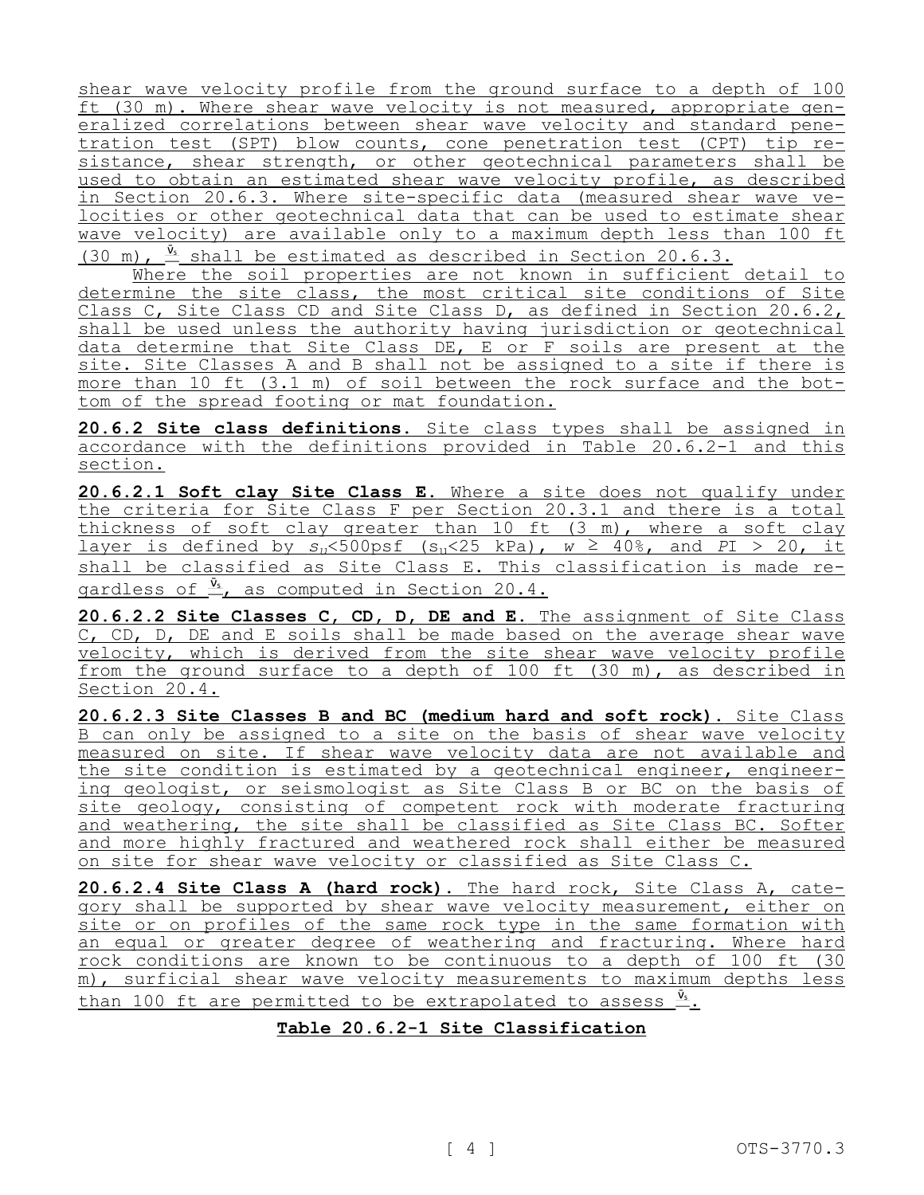shear wave velocity profile from the ground surface to a depth of 100 ft (30 m). Where shear wave velocity is not measured, appropriate generalized correlations between shear wave velocity and standard penetration test (SPT) blow counts, cone penetration test (CPT) tip resistance, shear strength, or other geotechnical parameters shall be used to obtain an estimated shear wave velocity profile, as described in Section 20.6.3. Where site-specific data (measured shear wave velocities or other geotechnical data that can be used to estimate shear wave velocity) are available only to a maximum depth less than 100 ft (30 m), $\bar{v}_s$ shall be estimated as described in Section 20.6.3.

Where the soil properties are not known in sufficient detail to determine the site class, the most critical site conditions of Site Class C, Site Class CD and Site Class D, as defined in Section 20.6.2, shall be used unless the authority having jurisdiction or geotechnical data determine that Site Class DE, E or F soils are present at the site. Site Classes A and B shall not be assigned to a site if there is more than 10 ft (3.1 m) of soil between the rock surface and the bottom of the spread footing or mat foundation.

**20.6.2 Site class definitions.** Site class types shall be assigned in accordance with the definitions provided in Table 20.6.2-1 and this section.

**20.6.2.1 Soft clay Site Class E.** Where a site does not qualify under the criteria for Site Class F per Section 20.3.1 and there is a total thickness of soft clay greater than 10 ft (3 m), where a soft clay layer is defined by $s_u$<500psf ($s_u$<25 kPa), $w \geq 40\%$, and $PI > 20$, it shall be classified as Site Class E. This classification is made regardless of $\bar{v}_s$, as computed in Section 20.4.

**20.6.2.2 Site Classes C, CD, D, DE and E.** The assignment of Site Class C, CD, D, DE and E soils shall be made based on the average shear wave velocity, which is derived from the site shear wave velocity profile from the ground surface to a depth of 100 ft (30 m), as described in Section 20.4.

**20.6.2.3 Site Classes B and BC (medium hard and soft rock).** Site Class B can only be assigned to a site on the basis of shear wave velocity measured on site. If shear wave velocity data are not available and the site condition is estimated by a geotechnical engineer, engineering geologist, or seismologist as Site Class B or BC on the basis of site geology, consisting of competent rock with moderate fracturing and weathering, the site shall be classified as Site Class BC. Softer and more highly fractured and weathered rock shall either be measured on site for shear wave velocity or classified as Site Class C.

**20.6.2.4 Site Class A (hard rock).** The hard rock, Site Class A, category shall be supported by shear wave velocity measurement, either on site or on profiles of the same rock type in the same formation with an equal or greater degree of weathering and fracturing. Where hard rock conditions are known to be continuous to a depth of 100 ft (30 m), surficial shear wave velocity measurements to maximum depths less than 100 ft are permitted to be extrapolated to assess $\bar{v}_s$.

**Table 20.6.2-1 Site Classification**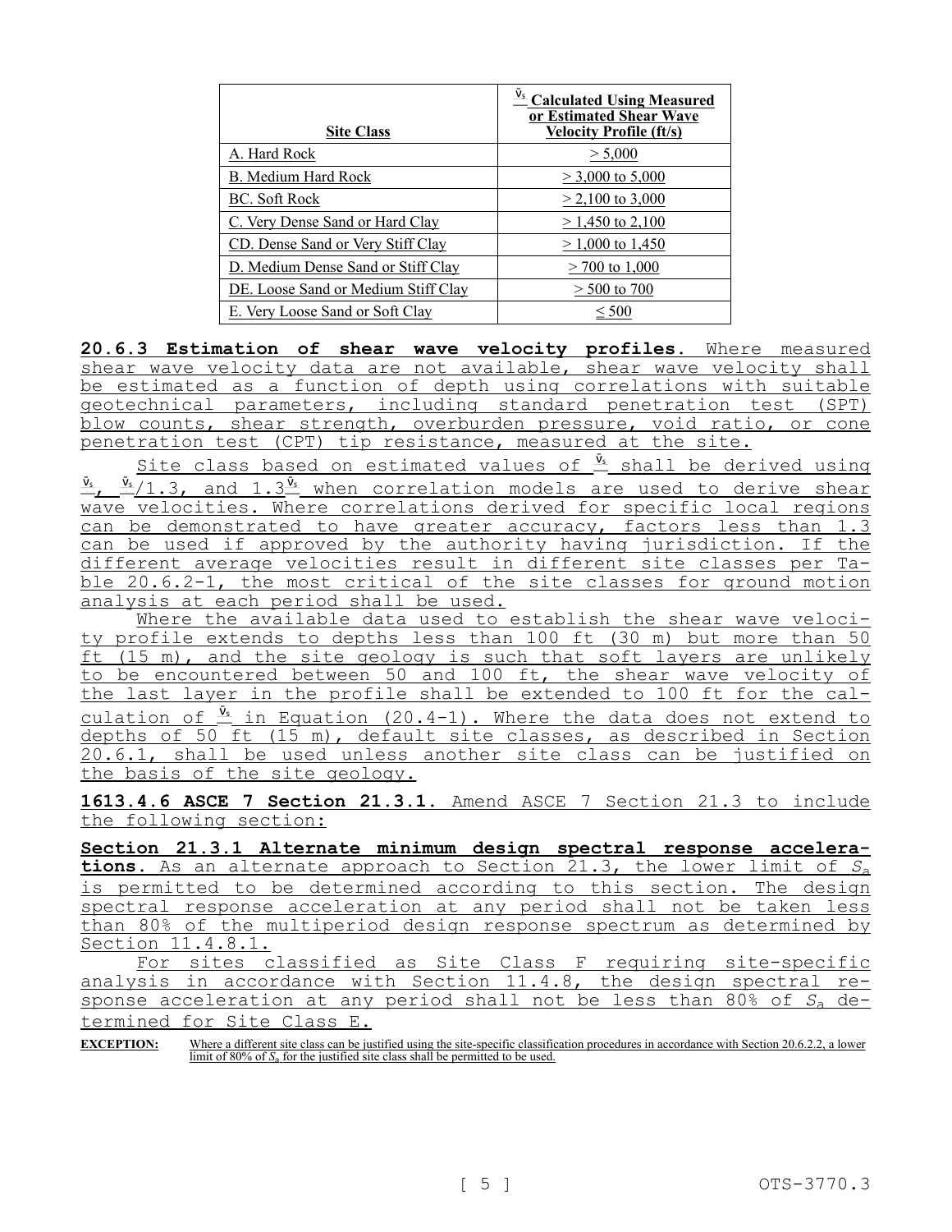| Site Class | $\bar{v}_s$ Calculated Using Measured or Estimated Shear Wave Velocity Profile (ft/s) |
|---|---|
| A. Hard Rock | > 5,000 |
| B. Medium Hard Rock | > 3,000 to 5,000 |
| BC. Soft Rock | > 2,100 to 3,000 |
| C. Very Dense Sand or Hard Clay | > 1,450 to 2,100 |
| CD. Dense Sand or Very Stiff Clay | > 1,000 to 1,450 |
| D. Medium Dense Sand or Stiff Clay | > 700 to 1,000 |
| DE. Loose Sand or Medium Stiff Clay | > 500 to 700 |
| E. Very Loose Sand or Soft Clay | ≤ 500 |

**20.6.3 Estimation of shear wave velocity profiles.** Where measured shear wave velocity data are not available, shear wave velocity shall be estimated as a function of depth using correlations with suitable geotechnical parameters, including standard penetration test (SPT) blow counts, shear strength, overburden pressure, void ratio, or cone penetration test (CPT) tip resistance, measured at the site.

Site class based on estimated values of $\bar{v}_s$ shall be derived using $\bar{v}_s$, $\bar{v}_s/1.3$, and $1.3\bar{v}_s$ when correlation models are used to derive shear wave velocities. Where correlations derived for specific local regions can be demonstrated to have greater accuracy, factors less than 1.3 can be used if approved by the authority having jurisdiction. If the different average velocities result in different site classes per Table 20.6.2-1, the most critical of the site classes for ground motion analysis at each period shall be used.

Where the available data used to establish the shear wave velocity profile extends to depths less than 100 ft (30 m) but more than 50 ft (15 m), and the site geology is such that soft layers are unlikely to be encountered between 50 and 100 ft, the shear wave velocity of the last layer in the profile shall be extended to 100 ft for the calculation of $\bar{v}_s$ in Equation (20.4-1). Where the data does not extend to depths of 50 ft (15 m), default site classes, as described in Section 20.6.1, shall be used unless another site class can be justified on the basis of the site geology.

**1613.4.6 ASCE 7 Section 21.3.1.** Amend ASCE 7 Section 21.3 to include the following section:

**Section 21.3.1 Alternate minimum design spectral response accelerations.** As an alternate approach to Section 21.3, the lower limit of $S_a$ is permitted to be determined according to this section. The design spectral response acceleration at any period shall not be taken less than 80% of the multiperiod design response spectrum as determined by Section 11.4.8.1.

For sites classified as Site Class F requiring site-specific analysis in accordance with Section 11.4.8, the design spectral response acceleration at any period shall not be less than 80% of $S_a$ determined for Site Class E.

**EXCEPTION:** Where a different site class can be justified using the site-specific classification procedures in accordance with Section 20.6.2.2, a lower limit of 80% of $S_a$ for the justified site class shall be permitted to be used.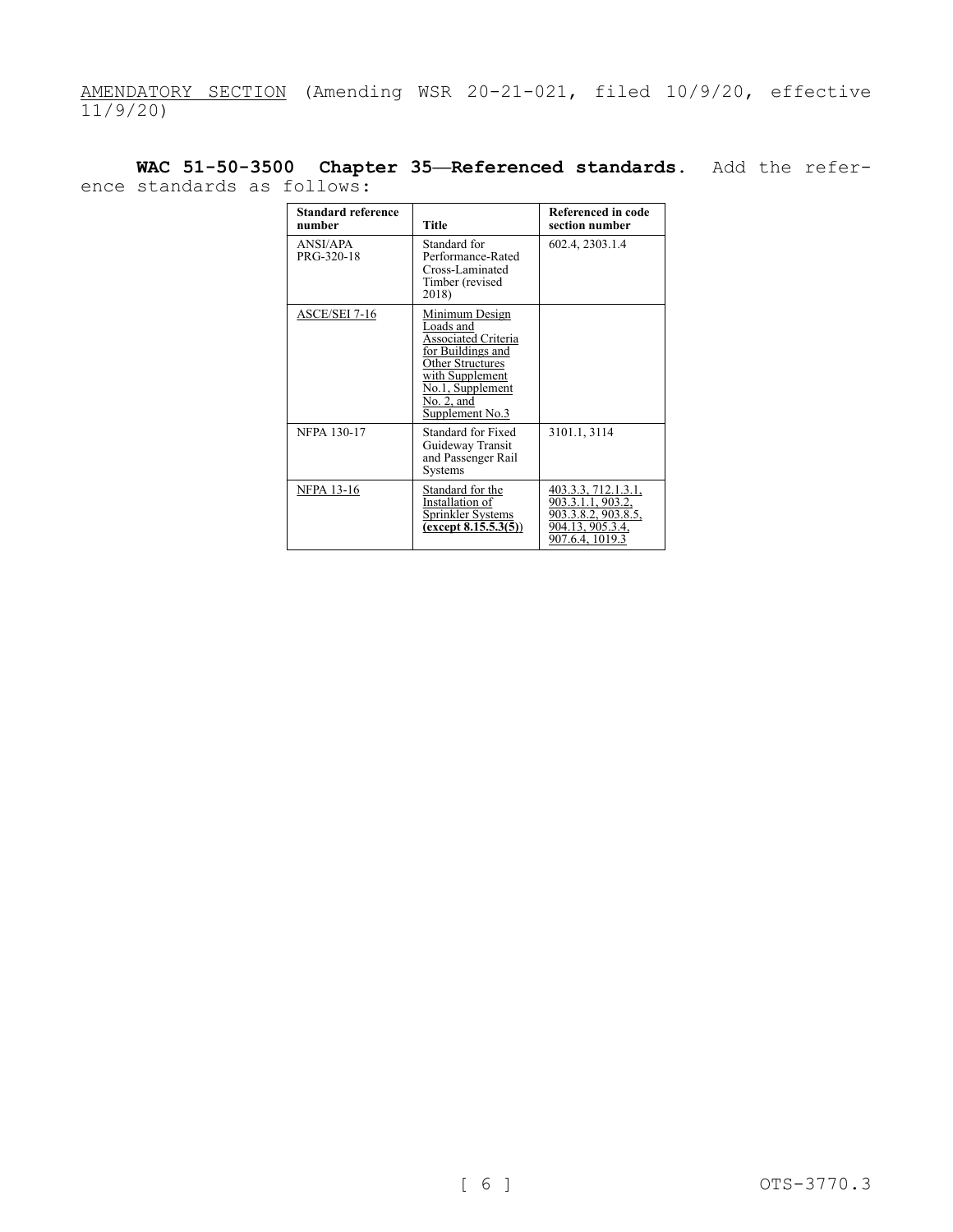AMENDATORY SECTION (Amending WSR 20-21-021, filed 10/9/20, effective 11/9/20)

**WAC 51-50-3500 Chapter 35—Referenced standards.** Add the reference standards as follows:

| Standard reference number | Title | Referenced in code section number |
|---|---|---|
| ANSI/APA PRG-320-18 | Standard for Performance-Rated Cross-Laminated Timber (revised 2018) | 602.4, 2303.1.4 |
| ASCE/SEI 7-16 | Minimum Design Loads and Associated Criteria for Buildings and Other Structures with Supplement No.1, Supplement No. 2, and Supplement No.3 | |
| NFPA 130-17 | Standard for Fixed Guideway Transit and Passenger Rail Systems | 3101.1, 3114 |
| NFPA 13-16 | Standard for the Installation of Sprinkler Systems **(except 8.15.5.3(5)**) | 403.3.3, 712.1.3.1, 903.3.1.1, 903.2, 903.3.8.2, 903.8.5, 904.13, 905.3.4, 907.6.4, 1019.3 |